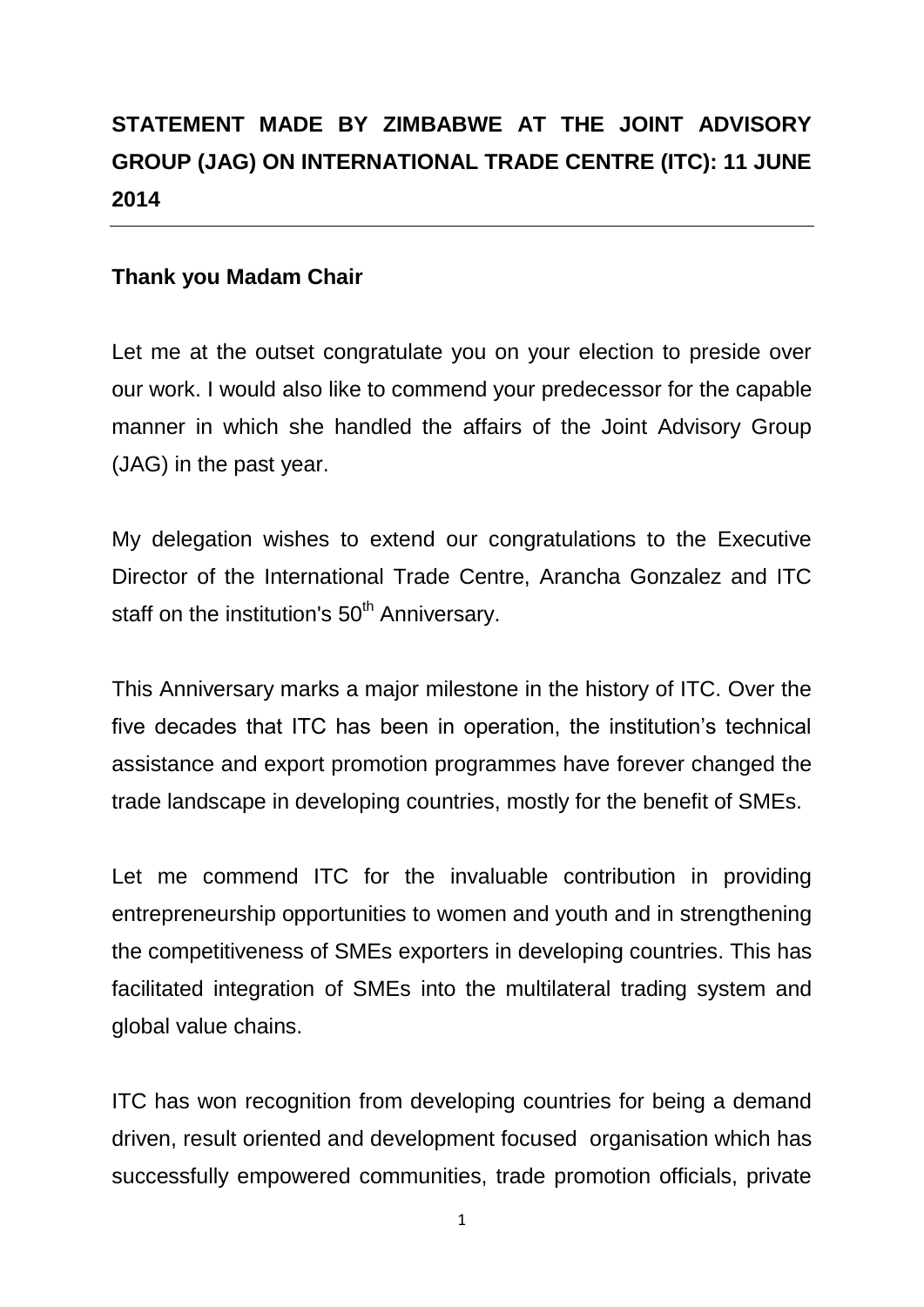# STATEMENT MADE BY ZIMBABWE AT THE JOINT ADVISORY GROUP (JAG) ON INTERNATIONAL TRADE CENTRE (ITC): 11 JUNE 2014

**Thank you Madam Chair**

Let me at the outset congratulate you on your election to preside over our work. I would also like to commend your predecessor for the capable manner in which she handled the affairs of the Joint Advisory Group (JAG) in the past year.

My delegation wishes to extend our congratulations to the Executive Director of the International Trade Centre, Arancha Gonzalez and ITC staff on the institution's 50th Anniversary.

This Anniversary marks a major milestone in the history of ITC. Over the five decades that ITC has been in operation, the institution's technical assistance and export promotion programmes have forever changed the trade landscape in developing countries, mostly for the benefit of SMEs.

Let me commend ITC for the invaluable contribution in providing entrepreneurship opportunities to women and youth and in strengthening the competitiveness of SMEs exporters in developing countries. This has facilitated integration of SMEs into the multilateral trading system and global value chains.

ITC has won recognition from developing countries for being a demand driven, result oriented and development focused organisation which has successfully empowered communities, trade promotion officials, private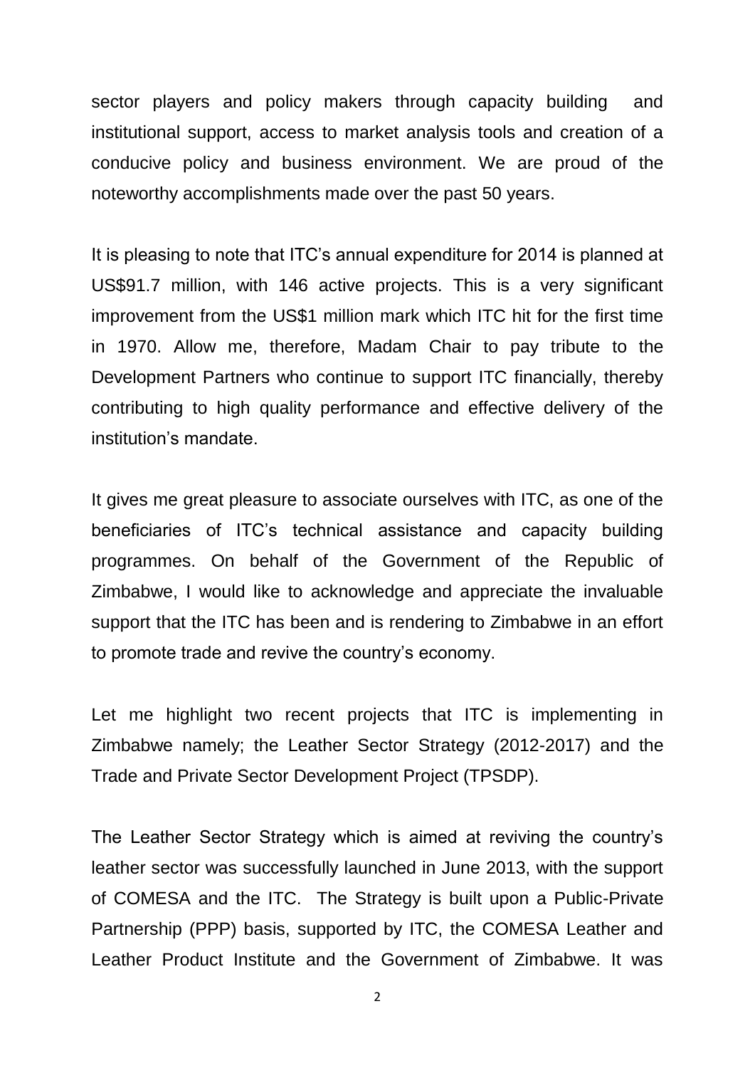sector players and policy makers through capacity building and institutional support, access to market analysis tools and creation of a conducive policy and business environment. We are proud of the noteworthy accomplishments made over the past 50 years.

It is pleasing to note that ITC's annual expenditure for 2014 is planned at US$91.7 million, with 146 active projects. This is a very significant improvement from the US$1 million mark which ITC hit for the first time in 1970. Allow me, therefore, Madam Chair to pay tribute to the Development Partners who continue to support ITC financially, thereby contributing to high quality performance and effective delivery of the institution's mandate.

It gives me great pleasure to associate ourselves with ITC, as one of the beneficiaries of ITC's technical assistance and capacity building programmes. On behalf of the Government of the Republic of Zimbabwe, I would like to acknowledge and appreciate the invaluable support that the ITC has been and is rendering to Zimbabwe in an effort to promote trade and revive the country's economy.

Let me highlight two recent projects that ITC is implementing in Zimbabwe namely; the Leather Sector Strategy (2012-2017) and the Trade and Private Sector Development Project (TPSDP).

The Leather Sector Strategy which is aimed at reviving the country's leather sector was successfully launched in June 2013, with the support of COMESA and the ITC. The Strategy is built upon a Public-Private Partnership (PPP) basis, supported by ITC, the COMESA Leather and Leather Product Institute and the Government of Zimbabwe. It was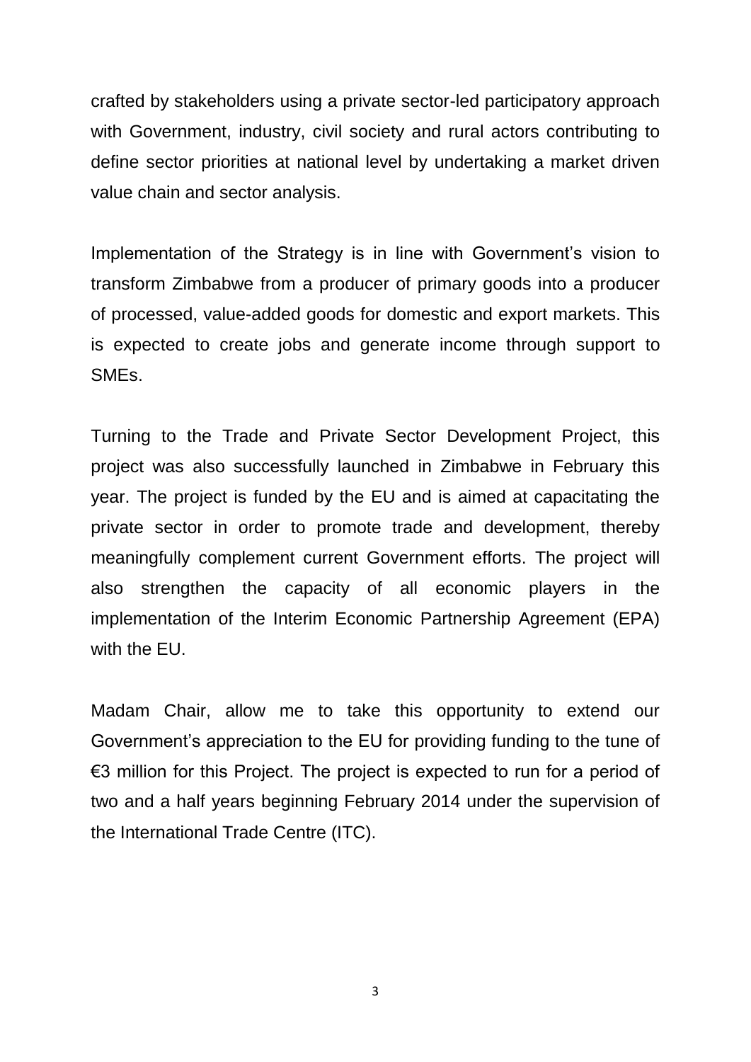crafted by stakeholders using a private sector-led participatory approach with Government, industry, civil society and rural actors contributing to define sector priorities at national level by undertaking a market driven value chain and sector analysis.

Implementation of the Strategy is in line with Government's vision to transform Zimbabwe from a producer of primary goods into a producer of processed, value-added goods for domestic and export markets. This is expected to create jobs and generate income through support to SMEs.

Turning to the Trade and Private Sector Development Project, this project was also successfully launched in Zimbabwe in February this year. The project is funded by the EU and is aimed at capacitating the private sector in order to promote trade and development, thereby meaningfully complement current Government efforts. The project will also strengthen the capacity of all economic players in the implementation of the Interim Economic Partnership Agreement (EPA) with the EU.

Madam Chair, allow me to take this opportunity to extend our Government's appreciation to the EU for providing funding to the tune of €3 million for this Project. The project is expected to run for a period of two and a half years beginning February 2014 under the supervision of the International Trade Centre (ITC).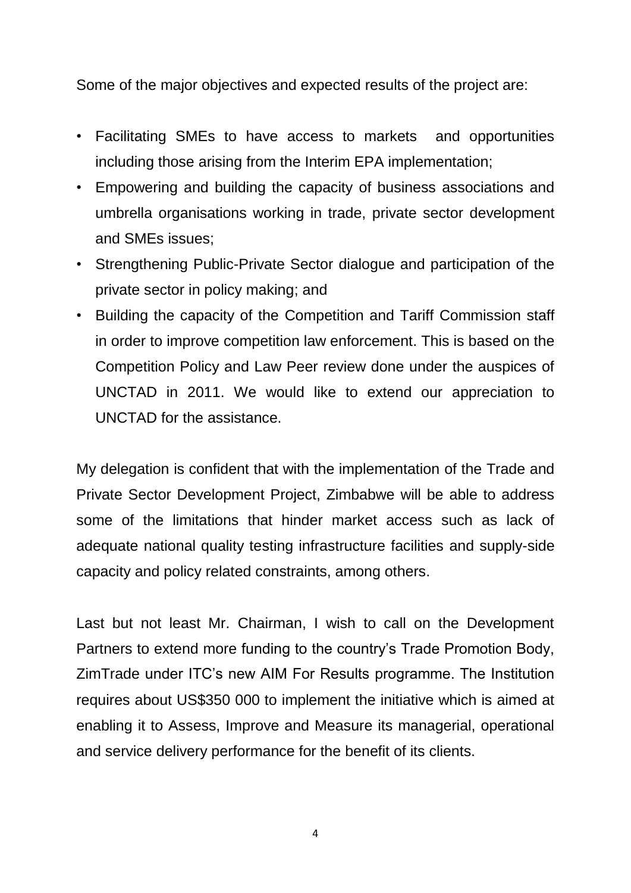Some of the major objectives and expected results of the project are:

- Facilitating SMEs to have access to markets and opportunities including those arising from the Interim EPA implementation;
- Empowering and building the capacity of business associations and umbrella organisations working in trade, private sector development and SMEs issues;
- Strengthening Public-Private Sector dialogue and participation of the private sector in policy making; and
- Building the capacity of the Competition and Tariff Commission staff in order to improve competition law enforcement. This is based on the Competition Policy and Law Peer review done under the auspices of UNCTAD in 2011. We would like to extend our appreciation to UNCTAD for the assistance.

My delegation is confident that with the implementation of the Trade and Private Sector Development Project, Zimbabwe will be able to address some of the limitations that hinder market access such as lack of adequate national quality testing infrastructure facilities and supply-side capacity and policy related constraints, among others.

Last but not least Mr. Chairman, I wish to call on the Development Partners to extend more funding to the country's Trade Promotion Body, ZimTrade under ITC's new AIM For Results programme. The Institution requires about US$350 000 to implement the initiative which is aimed at enabling it to Assess, Improve and Measure its managerial, operational and service delivery performance for the benefit of its clients.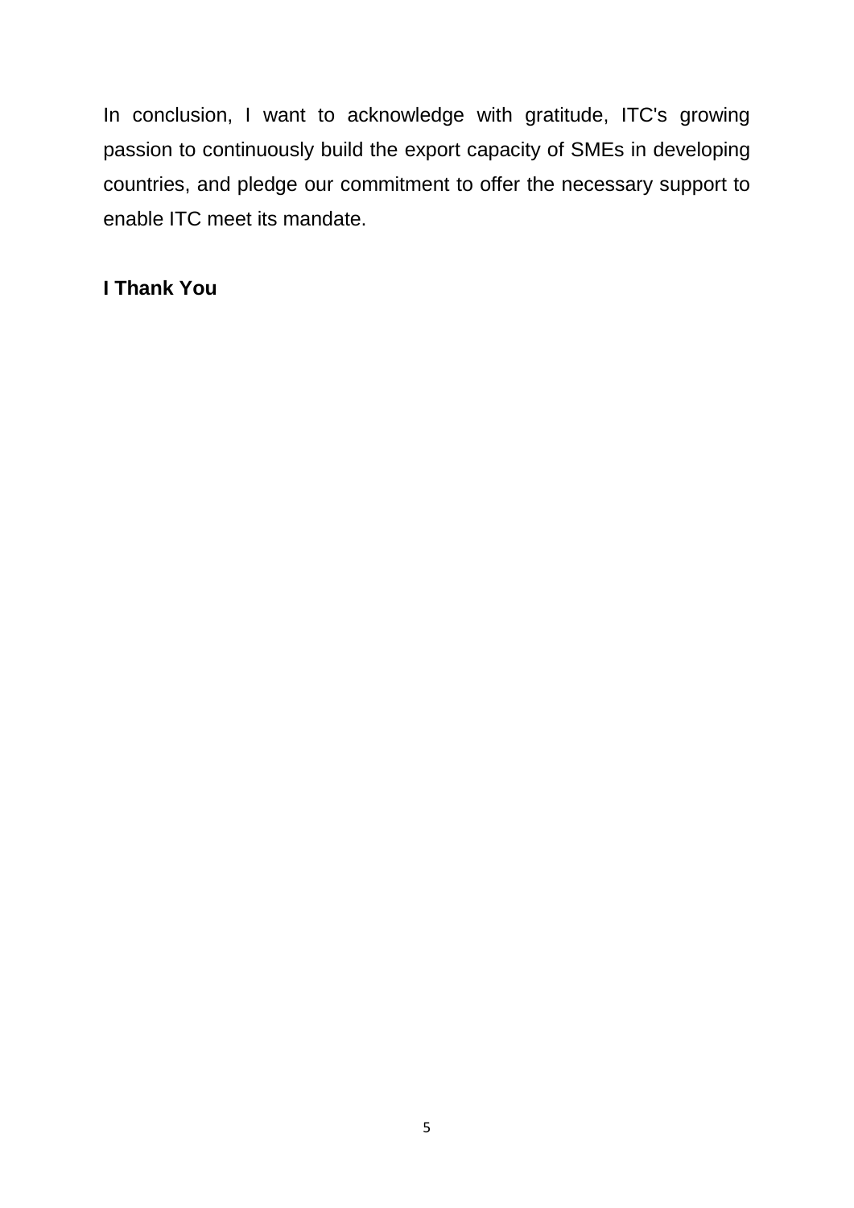In conclusion, I want to acknowledge with gratitude, ITC's growing passion to continuously build the export capacity of SMEs in developing countries, and pledge our commitment to offer the necessary support to enable ITC meet its mandate.

**I Thank You**